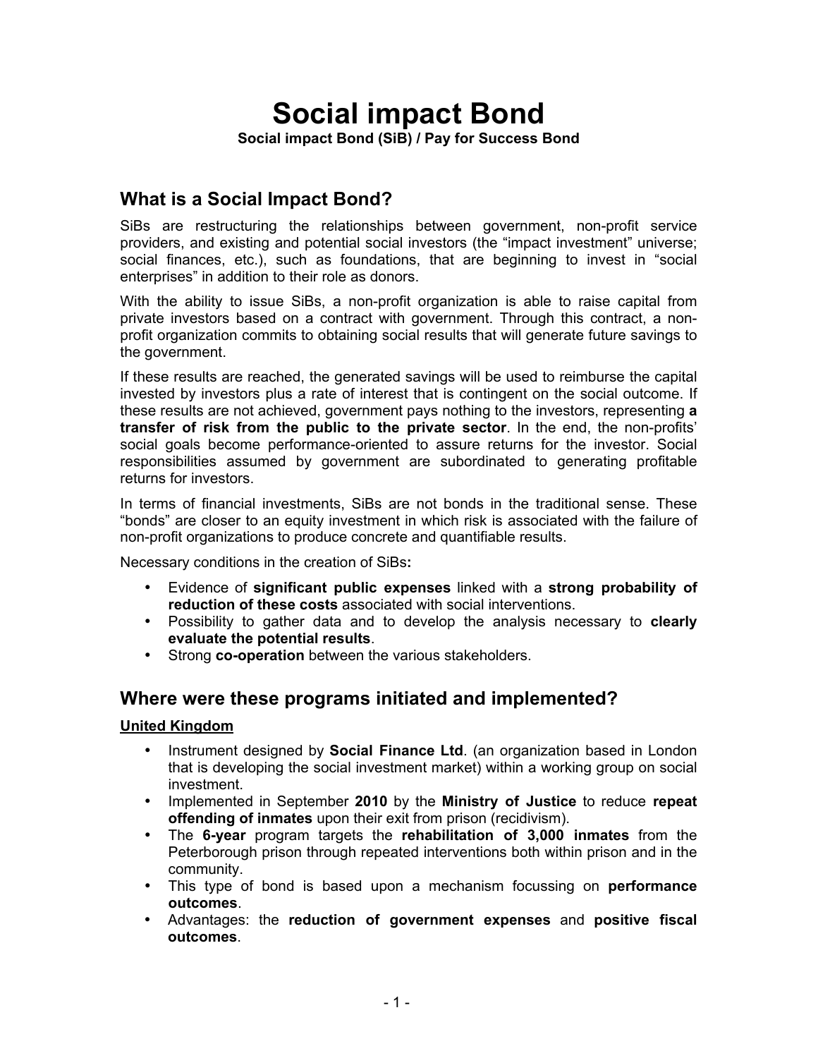# Social impact Bond

**Social impact Bond (SiB) / Pay for Success Bond**

## What is a Social Impact Bond?

SiBs are restructuring the relationships between government, non-profit service providers, and existing and potential social investors (the "impact investment" universe; social finances, etc.), such as foundations, that are beginning to invest in "social enterprises" in addition to their role as donors.

With the ability to issue SiBs, a non-profit organization is able to raise capital from private investors based on a contract with government. Through this contract, a non-profit organization commits to obtaining social results that will generate future savings to the government.

If these results are reached, the generated savings will be used to reimburse the capital invested by investors plus a rate of interest that is contingent on the social outcome. If these results are not achieved, government pays nothing to the investors, representing **a transfer of risk from the public to the private sector**. In the end, the non-profits' social goals become performance-oriented to assure returns for the investor. Social responsibilities assumed by government are subordinated to generating profitable returns for investors.

In terms of financial investments, SiBs are not bonds in the traditional sense. These "bonds" are closer to an equity investment in which risk is associated with the failure of non-profit organizations to produce concrete and quantifiable results.

Necessary conditions in the creation of SiBs**:**

- Evidence of **significant public expenses** linked with a **strong probability of reduction of these costs** associated with social interventions.
- Possibility to gather data and to develop the analysis necessary to **clearly evaluate the potential results**.
- Strong **co-operation** between the various stakeholders.

## Where were these programs initiated and implemented?

**United Kingdom**

- Instrument designed by **Social Finance Ltd**. (an organization based in London that is developing the social investment market) within a working group on social investment.
- Implemented in September **2010** by the **Ministry of Justice** to reduce **repeat offending of inmates** upon their exit from prison (recidivism).
- The **6-year** program targets the **rehabilitation of 3,000 inmates** from the Peterborough prison through repeated interventions both within prison and in the community.
- This type of bond is based upon a mechanism focussing on **performance outcomes**.
- Advantages: the **reduction of government expenses** and **positive fiscal outcomes**.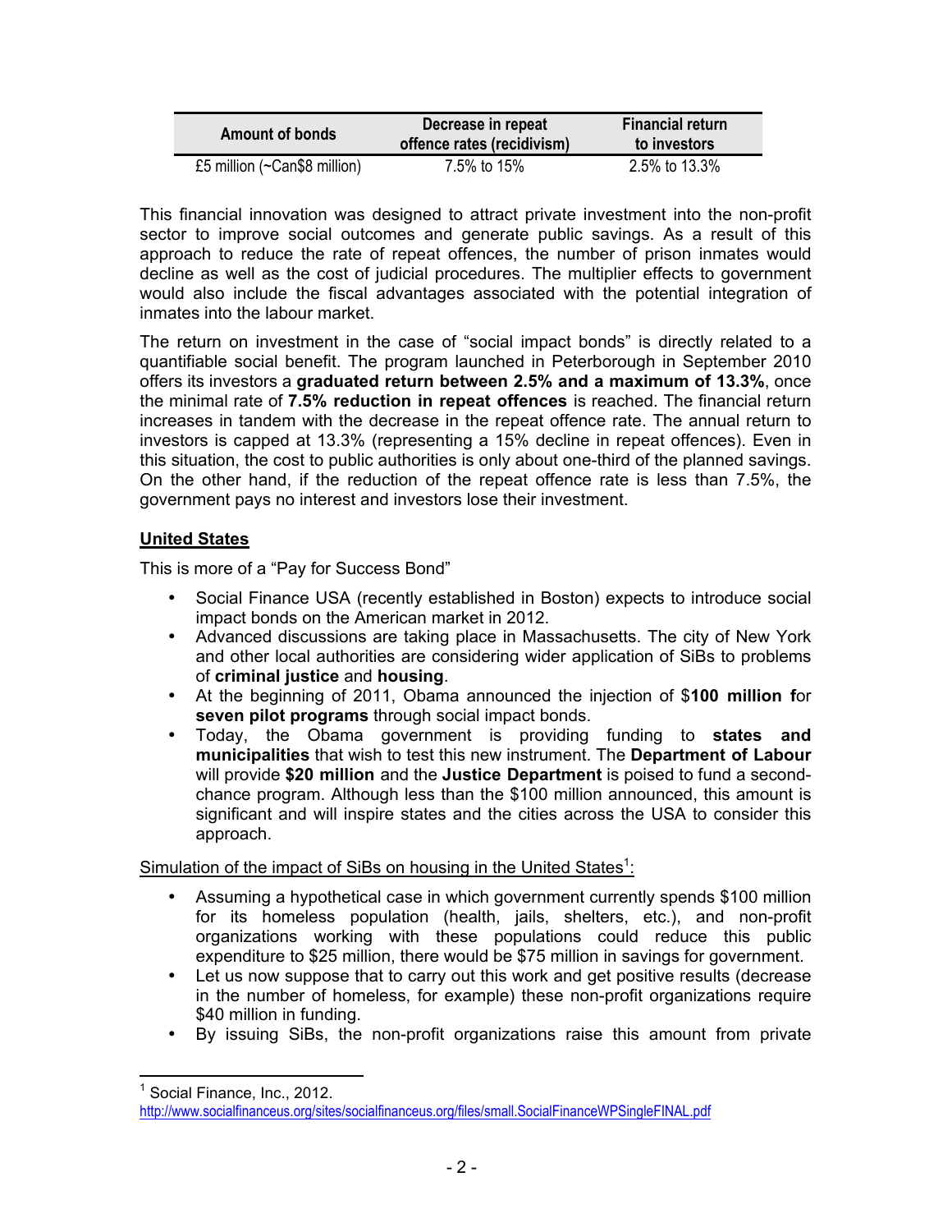| Amount of bonds | Decrease in repeat offence rates (recidivism) | Financial return to investors |
|---|---|---|
| £5 million (~Can$8 million) | 7.5% to 15% | 2.5% to 13.3% |

This financial innovation was designed to attract private investment into the non-profit sector to improve social outcomes and generate public savings. As a result of this approach to reduce the rate of repeat offences, the number of prison inmates would decline as well as the cost of judicial procedures. The multiplier effects to government would also include the fiscal advantages associated with the potential integration of inmates into the labour market.

The return on investment in the case of "social impact bonds" is directly related to a quantifiable social benefit. The program launched in Peterborough in September 2010 offers its investors a **graduated return between 2.5% and a maximum of 13.3%**, once the minimal rate of **7.5% reduction in repeat offences** is reached. The financial return increases in tandem with the decrease in the repeat offence rate. The annual return to investors is capped at 13.3% (representing a 15% decline in repeat offences). Even in this situation, the cost to public authorities is only about one-third of the planned savings. On the other hand, if the reduction of the repeat offence rate is less than 7.5%, the government pays no interest and investors lose their investment.

## United States

This is more of a "Pay for Success Bond"

- Social Finance USA (recently established in Boston) expects to introduce social impact bonds on the American market in 2012.
- Advanced discussions are taking place in Massachusetts. The city of New York and other local authorities are considering wider application of SiBs to problems of **criminal justice** and **housing**.
- At the beginning of 2011, Obama announced the injection of $**100 million f**or **seven pilot programs** through social impact bonds.
- Today, the Obama government is providing funding to **states and municipalities** that wish to test this new instrument. The **Department of Labour** will provide **$20 million** and the **Justice Department** is poised to fund a second-chance program. Although less than the $100 million announced, this amount is significant and will inspire states and the cities across the USA to consider this approach.

Simulation of the impact of SiBs on housing in the United States[1]:

- Assuming a hypothetical case in which government currently spends $100 million for its homeless population (health, jails, shelters, etc.), and non-profit organizations working with these populations could reduce this public expenditure to $25 million, there would be $75 million in savings for government.
- Let us now suppose that to carry out this work and get positive results (decrease in the number of homeless, for example) these non-profit organizations require $40 million in funding.
- By issuing SiBs, the non-profit organizations raise this amount from private

[1] Social Finance, Inc., 2012. http://www.socialfinanceus.org/sites/socialfinanceus.org/files/small.SocialFinanceWPSingleFINAL.pdf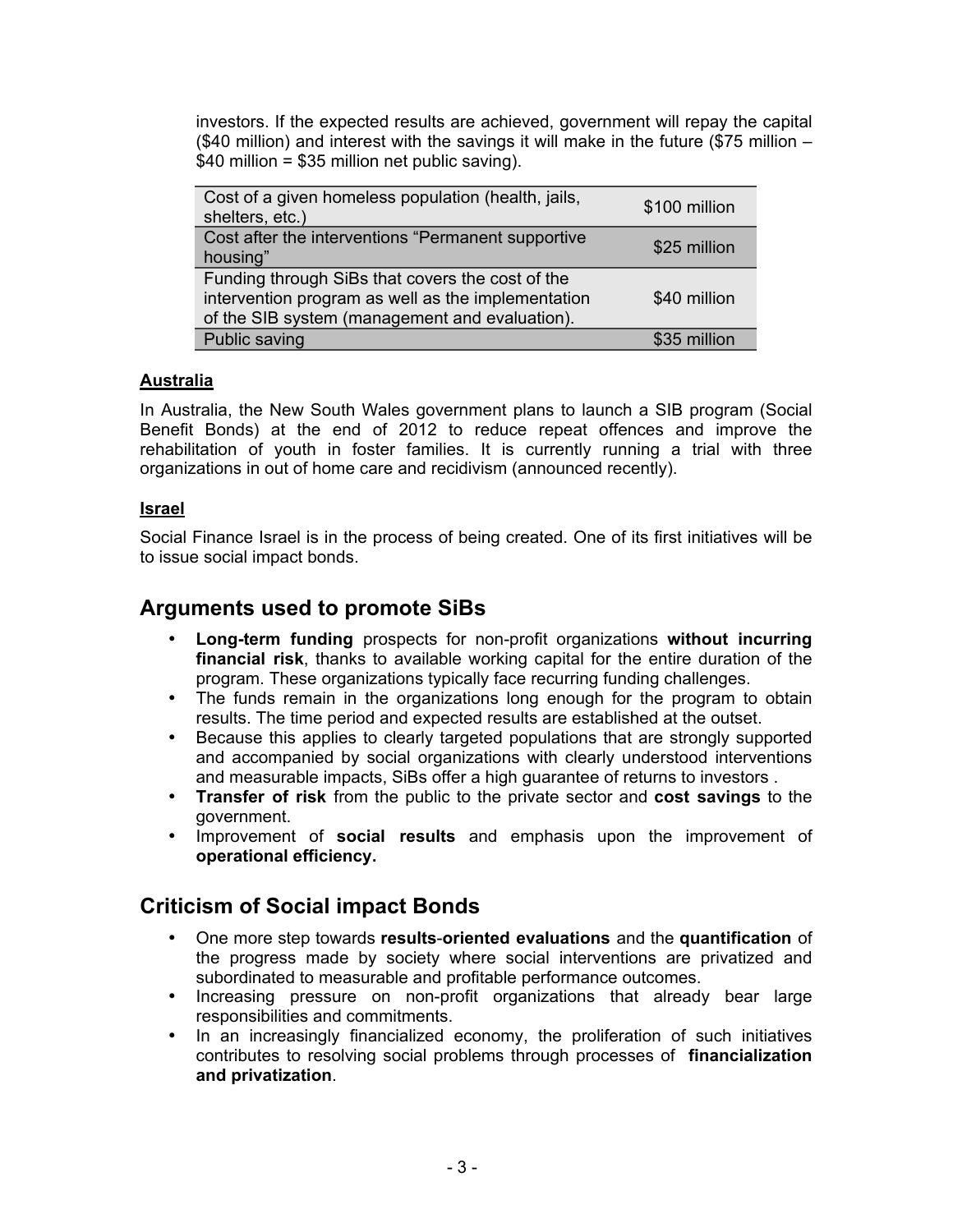investors. If the expected results are achieved, government will repay the capital ($40 million) and interest with the savings it will make in the future ($75 million – $40 million = $35 million net public saving).

| | |
|---|---|
| Cost of a given homeless population (health, jails, shelters, etc.) | $100 million |
| Cost after the interventions “Permanent supportive housing” | $25 million |
| Funding through SiBs that covers the cost of the intervention program as well as the implementation of the SIB system (management and evaluation). | $40 million |
| Public saving | $35 million |

**Australia**

In Australia, the New South Wales government plans to launch a SIB program (Social Benefit Bonds) at the end of 2012 to reduce repeat offences and improve the rehabilitation of youth in foster families. It is currently running a trial with three organizations in out of home care and recidivism (announced recently).

**Israel**

Social Finance Israel is in the process of being created. One of its first initiatives will be to issue social impact bonds.

## Arguments used to promote SiBs

- **Long-term funding** prospects for non-profit organizations **without incurring financial risk**, thanks to available working capital for the entire duration of the program. These organizations typically face recurring funding challenges.
- The funds remain in the organizations long enough for the program to obtain results. The time period and expected results are established at the outset.
- Because this applies to clearly targeted populations that are strongly supported and accompanied by social organizations with clearly understood interventions and measurable impacts, SiBs offer a high guarantee of returns to investors .
- **Transfer of risk** from the public to the private sector and **cost savings** to the government.
- Improvement of **social results** and emphasis upon the improvement of **operational efficiency.**

## Criticism of Social impact Bonds

- One more step towards **results-oriented evaluations** and the **quantification** of the progress made by society where social interventions are privatized and subordinated to measurable and profitable performance outcomes.
- Increasing pressure on non-profit organizations that already bear large responsibilities and commitments.
- In an increasingly financialized economy, the proliferation of such initiatives contributes to resolving social problems through processes of **financialization and privatization**.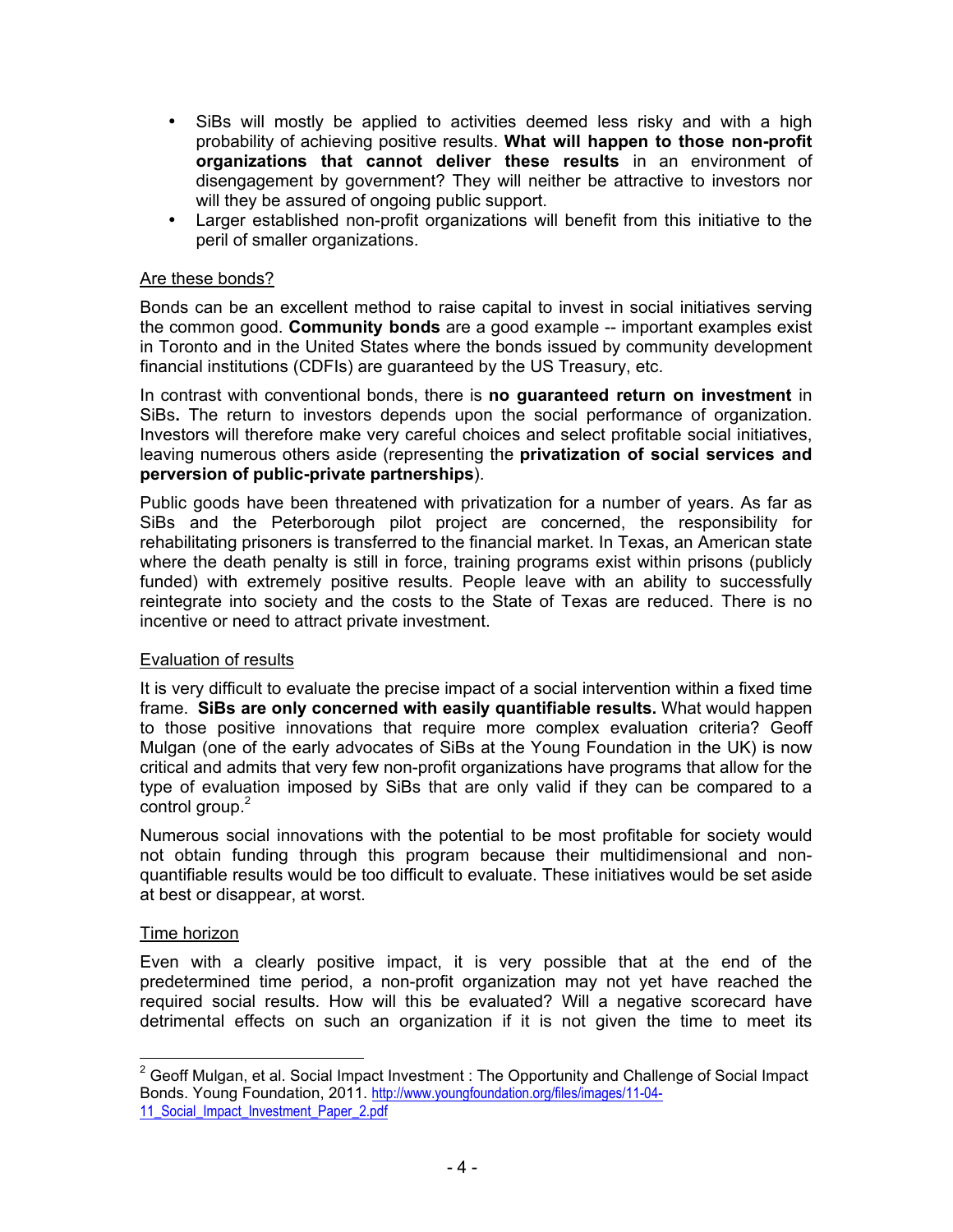- SiBs will mostly be applied to activities deemed less risky and with a high probability of achieving positive results. **What will happen to those non-profit organizations that cannot deliver these results** in an environment of disengagement by government? They will neither be attractive to investors nor will they be assured of ongoing public support.
- Larger established non-profit organizations will benefit from this initiative to the peril of smaller organizations.

<u>Are these bonds?</u>

Bonds can be an excellent method to raise capital to invest in social initiatives serving the common good. **Community bonds** are a good example -- important examples exist in Toronto and in the United States where the bonds issued by community development financial institutions (CDFIs) are guaranteed by the US Treasury, etc.

In contrast with conventional bonds, there is **no guaranteed return on investment** in SiBs**.** The return to investors depends upon the social performance of organization. Investors will therefore make very careful choices and select profitable social initiatives, leaving numerous others aside (representing the **privatization of social services and perversion of public-private partnerships**).

Public goods have been threatened with privatization for a number of years. As far as SiBs and the Peterborough pilot project are concerned, the responsibility for rehabilitating prisoners is transferred to the financial market. In Texas, an American state where the death penalty is still in force, training programs exist within prisons (publicly funded) with extremely positive results. People leave with an ability to successfully reintegrate into society and the costs to the State of Texas are reduced. There is no incentive or need to attract private investment.

<u>Evaluation of results</u>

It is very difficult to evaluate the precise impact of a social intervention within a fixed time frame. **SiBs are only concerned with easily quantifiable results.** What would happen to those positive innovations that require more complex evaluation criteria? Geoff Mulgan (one of the early advocates of SiBs at the Young Foundation in the UK) is now critical and admits that very few non-profit organizations have programs that allow for the type of evaluation imposed by SiBs that are only valid if they can be compared to a control group.[2]

Numerous social innovations with the potential to be most profitable for society would not obtain funding through this program because their multidimensional and non-quantifiable results would be too difficult to evaluate. These initiatives would be set aside at best or disappear, at worst.

<u>Time horizon</u>

Even with a clearly positive impact, it is very possible that at the end of the predetermined time period, a non-profit organization may not yet have reached the required social results. How will this be evaluated? Will a negative scorecard have detrimental effects on such an organization if it is not given the time to meet its

---

[2] Geoff Mulgan, et al. Social Impact Investment : The Opportunity and Challenge of Social Impact Bonds. Young Foundation, 2011. http://www.youngfoundation.org/files/images/11-04-11_Social_Impact_Investment_Paper_2.pdf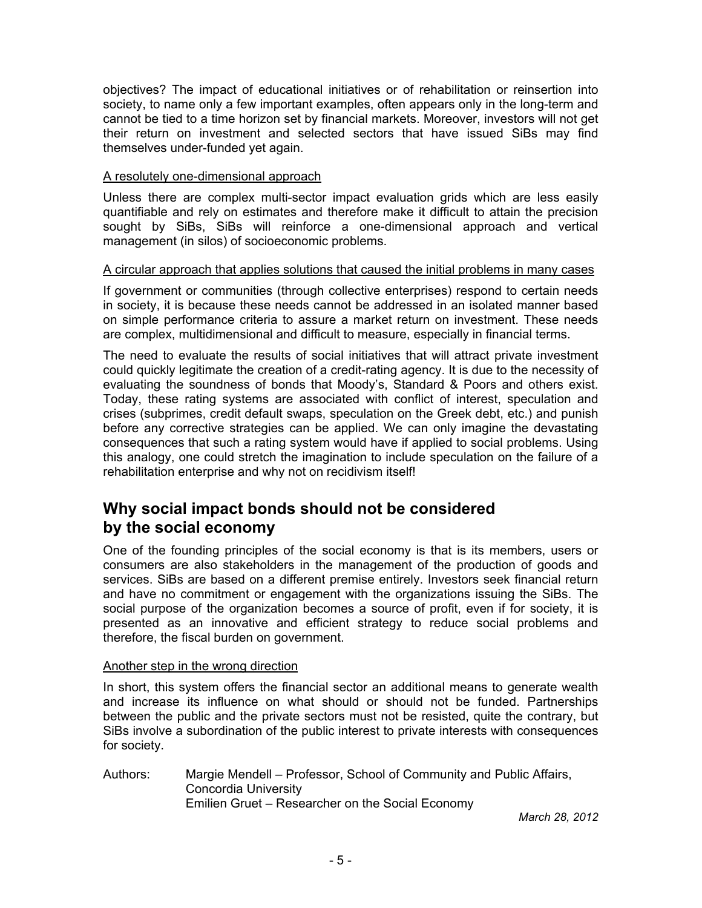objectives? The impact of educational initiatives or of rehabilitation or reinsertion into society, to name only a few important examples, often appears only in the long-term and cannot be tied to a time horizon set by financial markets. Moreover, investors will not get their return on investment and selected sectors that have issued SiBs may find themselves under-funded yet again.

<u>A resolutely one-dimensional approach</u>

Unless there are complex multi-sector impact evaluation grids which are less easily quantifiable and rely on estimates and therefore make it difficult to attain the precision sought by SiBs, SiBs will reinforce a one-dimensional approach and vertical management (in silos) of socioeconomic problems.

<u>A circular approach that applies solutions that caused the initial problems in many cases</u>

If government or communities (through collective enterprises) respond to certain needs in society, it is because these needs cannot be addressed in an isolated manner based on simple performance criteria to assure a market return on investment. These needs are complex, multidimensional and difficult to measure, especially in financial terms.

The need to evaluate the results of social initiatives that will attract private investment could quickly legitimate the creation of a credit-rating agency. It is due to the necessity of evaluating the soundness of bonds that Moody's, Standard & Poors and others exist. Today, these rating systems are associated with conflict of interest, speculation and crises (subprimes, credit default swaps, speculation on the Greek debt, etc.) and punish before any corrective strategies can be applied. We can only imagine the devastating consequences that such a rating system would have if applied to social problems. Using this analogy, one could stretch the imagination to include speculation on the failure of a rehabilitation enterprise and why not on recidivism itself!

## Why social impact bonds should not be considered by the social economy

One of the founding principles of the social economy is that is its members, users or consumers are also stakeholders in the management of the production of goods and services. SiBs are based on a different premise entirely. Investors seek financial return and have no commitment or engagement with the organizations issuing the SiBs. The social purpose of the organization becomes a source of profit, even if for society, it is presented as an innovative and efficient strategy to reduce social problems and therefore, the fiscal burden on government.

<u>Another step in the wrong direction</u>

In short, this system offers the financial sector an additional means to generate wealth and increase its influence on what should or should not be funded. Partnerships between the public and the private sectors must not be resisted, quite the contrary, but SiBs involve a subordination of the public interest to private interests with consequences for society.

Authors: Margie Mendell – Professor, School of Community and Public Affairs, Concordia University
Emilien Gruet – Researcher on the Social Economy

*March 28, 2012*